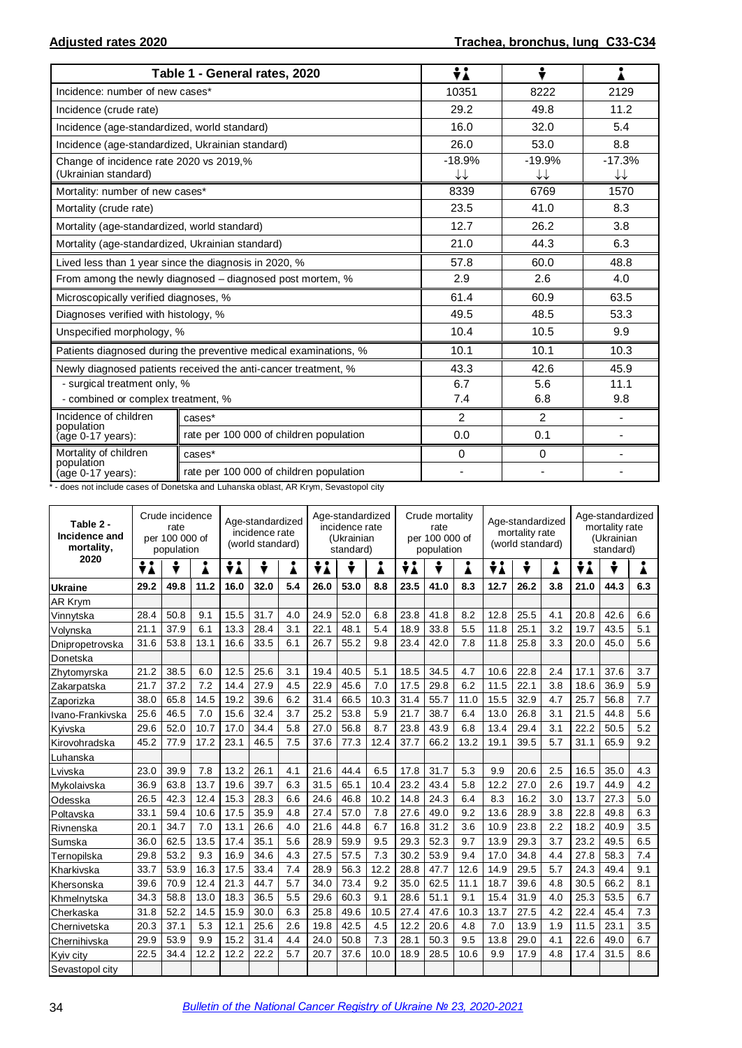**Adjusted rates 2020** | **Trachea, bronchus, lung C33-C34**

| Table 1 - General rates, 2020 | | Both sexes | Males | Females |
|---|---|---|---|---|
| Incidence: number of new cases* | | 10351 | 8222 | 2129 |
| Incidence (crude rate) | | 29.2 | 49.8 | 11.2 |
| Incidence (age-standardized, world standard) | | 16.0 | 32.0 | 5.4 |
| Incidence (age-standardized, Ukrainian standard) | | 26.0 | 53.0 | 8.8 |
| Change of incidence rate 2020 vs 2019,% (Ukrainian standard) | | -18.9% ↓↓ | -19.9% ↓↓ | -17.3% ↓↓ |
| Mortality: number of new cases* | | 8339 | 6769 | 1570 |
| Mortality (crude rate) | | 23.5 | 41.0 | 8.3 |
| Mortality (age-standardized, world standard) | | 12.7 | 26.2 | 3.8 |
| Mortality (age-standardized, Ukrainian standard) | | 21.0 | 44.3 | 6.3 |
| Lived less than 1 year since the diagnosis in 2020, % | | 57.8 | 60.0 | 48.8 |
| From among the newly diagnosed – diagnosed post mortem, % | | 2.9 | 2.6 | 4.0 |
| Microscopically verified diagnoses, % | | 61.4 | 60.9 | 63.5 |
| Diagnoses verified with histology, % | | 49.5 | 48.5 | 53.3 |
| Unspecified morphology, % | | 10.4 | 10.5 | 9.9 |
| Patients diagnosed during the preventive medical examinations, % | | 10.1 | 10.1 | 10.3 |
| Newly diagnosed patients received the anti-cancer treatment, % | | 43.3 | 42.6 | 45.9 |
| - surgical treatment only, % | | 6.7 | 5.6 | 11.1 |
| - combined or complex treatment, % | | 7.4 | 6.8 | 9.8 |
| Incidence of children population (age 0-17 years): | cases* | 2 | 2 | - |
| | rate per 100 000 of children population | 0.0 | 0.1 | - |
| Mortality of children population (age 0-17 years): | cases* | 0 | 0 | - |
| | rate per 100 000 of children population | - | - | - |

\* - does not include cases of Donetska and Luhanska oblast, AR Krym, Sevastopol city

| Table 2 - Incidence and mortality, 2020 | Crude incidence rate per 100 000 of population | | | Age-standardized incidence rate (world standard) | | | Age-standardized incidence rate (Ukrainian standard) | | | Crude mortality rate per 100 000 of population | | | Age-standardized mortality rate (world standard) | | | Age-standardized mortality rate (Ukrainian standard) | | |
|---|---|---|---|---|---|---|---|---|---|---|---|---|---|---|---|---|---|---|
| | Both | Males | Females | Both | Males | Females | Both | Males | Females | Both | Males | Females | Both | Males | Females | Both | Males | Females |
| **Ukraine** | **29.2** | **49.8** | **11.2** | **16.0** | **32.0** | **5.4** | **26.0** | **53.0** | **8.8** | **23.5** | **41.0** | **8.3** | **12.7** | **26.2** | **3.8** | **21.0** | **44.3** | **6.3** |
| AR Krym | | | | | | | | | | | | | | | | | | |
| Vinnytska | 28.4 | 50.8 | 9.1 | 15.5 | 31.7 | 4.0 | 24.9 | 52.0 | 6.8 | 23.8 | 41.8 | 8.2 | 12.8 | 25.5 | 4.1 | 20.8 | 42.6 | 6.6 |
| Volynska | 21.1 | 37.9 | 6.1 | 13.3 | 28.4 | 3.1 | 22.1 | 48.1 | 5.4 | 18.9 | 33.8 | 5.5 | 11.8 | 25.1 | 3.2 | 19.7 | 43.5 | 5.1 |
| Dnipropetrovska | 31.6 | 53.8 | 13.1 | 16.6 | 33.5 | 6.1 | 26.7 | 55.2 | 9.8 | 23.4 | 42.0 | 7.8 | 11.8 | 25.8 | 3.3 | 20.0 | 45.0 | 5.6 |
| Donetska | | | | | | | | | | | | | | | | | | |
| Zhytomyrska | 21.2 | 38.5 | 6.0 | 12.5 | 25.6 | 3.1 | 19.4 | 40.5 | 5.1 | 18.5 | 34.5 | 4.7 | 10.6 | 22.8 | 2.4 | 17.1 | 37.6 | 3.7 |
| Zakarpatska | 21.7 | 37.2 | 7.2 | 14.4 | 27.9 | 4.5 | 22.9 | 45.6 | 7.0 | 17.5 | 29.8 | 6.2 | 11.5 | 22.1 | 3.8 | 18.6 | 36.9 | 5.9 |
| Zaporizka | 38.0 | 65.8 | 14.5 | 19.2 | 39.6 | 6.2 | 31.4 | 66.5 | 10.3 | 31.4 | 55.7 | 11.0 | 15.5 | 32.9 | 4.7 | 25.7 | 56.8 | 7.7 |
| Ivano-Frankivska | 25.6 | 46.5 | 7.0 | 15.6 | 32.4 | 3.7 | 25.2 | 53.8 | 5.9 | 21.7 | 38.7 | 6.4 | 13.0 | 26.8 | 3.1 | 21.5 | 44.8 | 5.6 |
| Kyivska | 29.6 | 52.0 | 10.7 | 17.0 | 34.4 | 5.8 | 27.0 | 56.8 | 8.7 | 23.8 | 43.9 | 6.8 | 13.4 | 29.4 | 3.1 | 22.2 | 50.5 | 5.2 |
| Kirovohradska | 45.2 | 77.9 | 17.2 | 23.1 | 46.5 | 7.5 | 37.6 | 77.3 | 12.4 | 37.7 | 66.2 | 13.2 | 19.1 | 39.5 | 5.7 | 31.1 | 65.9 | 9.2 |
| Luhanska | | | | | | | | | | | | | | | | | | |
| Lvivska | 23.0 | 39.9 | 7.8 | 13.2 | 26.1 | 4.1 | 21.6 | 44.4 | 6.5 | 17.8 | 31.7 | 5.3 | 9.9 | 20.6 | 2.5 | 16.5 | 35.0 | 4.3 |
| Mykolaivska | 36.9 | 63.8 | 13.7 | 19.6 | 39.7 | 6.3 | 31.5 | 65.1 | 10.4 | 23.2 | 43.4 | 5.8 | 12.2 | 27.0 | 2.6 | 19.7 | 44.9 | 4.2 |
| Odesska | 26.5 | 42.3 | 12.4 | 15.3 | 28.3 | 6.6 | 24.6 | 46.8 | 10.2 | 14.8 | 24.3 | 6.4 | 8.3 | 16.2 | 3.0 | 13.7 | 27.3 | 5.0 |
| Poltavska | 33.1 | 59.4 | 10.6 | 17.5 | 35.9 | 4.8 | 27.4 | 57.0 | 7.8 | 27.6 | 49.0 | 9.2 | 13.6 | 28.9 | 3.8 | 22.8 | 49.8 | 6.3 |
| Rivnenska | 20.1 | 34.7 | 7.0 | 13.1 | 26.6 | 4.0 | 21.6 | 44.8 | 6.7 | 16.8 | 31.2 | 3.6 | 10.9 | 23.8 | 2.2 | 18.2 | 40.9 | 3.5 |
| Sumska | 36.0 | 62.5 | 13.5 | 17.4 | 35.1 | 5.6 | 28.9 | 59.9 | 9.5 | 29.3 | 52.3 | 9.7 | 13.9 | 29.3 | 3.7 | 23.2 | 49.5 | 6.5 |
| Ternopilska | 29.8 | 53.2 | 9.3 | 16.9 | 34.6 | 4.3 | 27.5 | 57.5 | 7.3 | 30.2 | 53.9 | 9.4 | 17.0 | 34.8 | 4.4 | 27.8 | 58.3 | 7.4 |
| Kharkivska | 33.7 | 53.9 | 16.3 | 17.5 | 33.4 | 7.4 | 28.9 | 56.3 | 12.2 | 28.8 | 47.7 | 12.6 | 14.9 | 29.5 | 5.7 | 24.3 | 49.4 | 9.1 |
| Khersonska | 39.6 | 70.9 | 12.4 | 21.3 | 44.7 | 5.7 | 34.0 | 73.4 | 9.2 | 35.0 | 62.5 | 11.1 | 18.7 | 39.6 | 4.8 | 30.5 | 66.2 | 8.1 |
| Khmelnytska | 34.3 | 58.8 | 13.0 | 18.3 | 36.5 | 5.5 | 29.6 | 60.3 | 9.1 | 28.6 | 51.1 | 9.1 | 15.4 | 31.9 | 4.0 | 25.3 | 53.5 | 6.7 |
| Cherkaska | 31.8 | 52.2 | 14.5 | 15.9 | 30.0 | 6.3 | 25.8 | 49.6 | 10.5 | 27.4 | 47.6 | 10.3 | 13.7 | 27.5 | 4.2 | 22.4 | 45.4 | 7.3 |
| Chernivetska | 20.3 | 37.1 | 5.3 | 12.1 | 25.6 | 2.6 | 19.8 | 42.5 | 4.5 | 12.2 | 20.6 | 4.8 | 7.0 | 13.9 | 1.9 | 11.5 | 23.1 | 3.5 |
| Chernihivska | 29.9 | 53.9 | 9.9 | 15.2 | 31.4 | 4.4 | 24.0 | 50.8 | 7.3 | 28.1 | 50.3 | 9.5 | 13.8 | 29.0 | 4.1 | 22.6 | 49.0 | 6.7 |
| Kyiv city | 22.5 | 34.4 | 12.2 | 12.2 | 22.2 | 5.7 | 20.7 | 37.6 | 10.0 | 18.9 | 28.5 | 10.6 | 9.9 | 17.9 | 4.8 | 17.4 | 31.5 | 8.6 |
| Sevastopol city | | | | | | | | | | | | | | | | | | |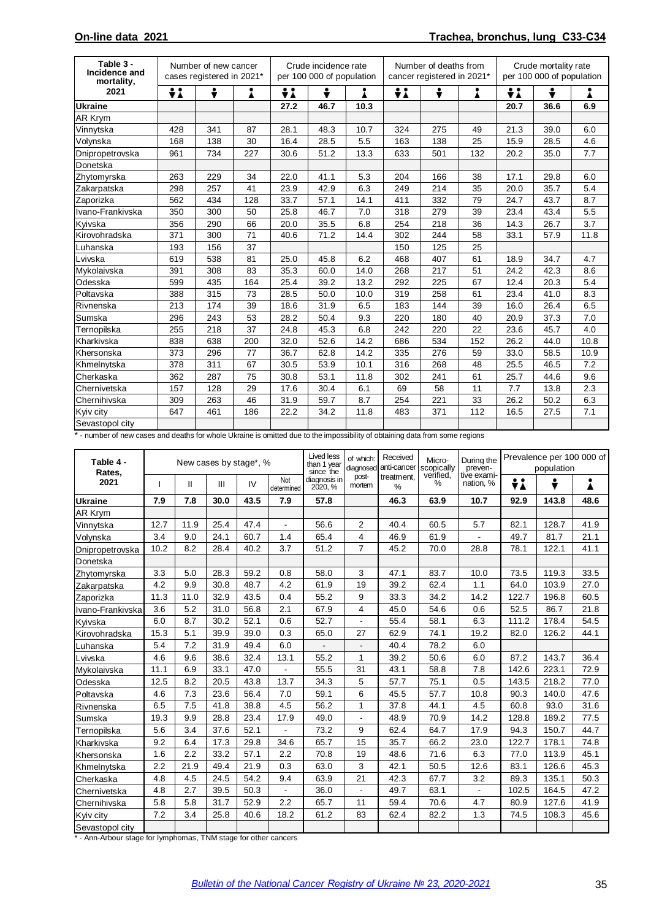**On-line data 2021** **Trachea, bronchus, lung C33-C34**

| Table 3 - Incidence and mortality, 2021 | Number of new cancer cases registered in 2021* | | | Crude incidence rate per 100 000 of population | | | Number of deaths from cancer registered in 2021* | | | Crude mortality rate per 100 000 of population | | |
|---|---|---|---|---|---|---|---|---|---|---|---|---|
| | ♂♀ | ♂ | ♀ | ♂♀ | ♂ | ♀ | ♂♀ | ♂ | ♀ | ♂♀ | ♂ | ♀ |
| **Ukraine** | | | | **27.2** | **46.7** | **10.3** | | | | **20.7** | **36.6** | **6.9** |
| AR Krym | | | | | | | | | | | | |
| Vinnytska | 428 | 341 | 87 | 28.1 | 48.3 | 10.7 | 324 | 275 | 49 | 21.3 | 39.0 | 6.0 |
| Volynska | 168 | 138 | 30 | 16.4 | 28.5 | 5.5 | 163 | 138 | 25 | 15.9 | 28.5 | 4.6 |
| Dnipropetrovska | 961 | 734 | 227 | 30.6 | 51.2 | 13.3 | 633 | 501 | 132 | 20.2 | 35.0 | 7.7 |
| Donetska | | | | | | | | | | | | |
| Zhytomyrska | 263 | 229 | 34 | 22.0 | 41.1 | 5.3 | 204 | 166 | 38 | 17.1 | 29.8 | 6.0 |
| Zakarpatska | 298 | 257 | 41 | 23.9 | 42.9 | 6.3 | 249 | 214 | 35 | 20.0 | 35.7 | 5.4 |
| Zaporizka | 562 | 434 | 128 | 33.7 | 57.1 | 14.1 | 411 | 332 | 79 | 24.7 | 43.7 | 8.7 |
| Ivano-Frankivska | 350 | 300 | 50 | 25.8 | 46.7 | 7.0 | 318 | 279 | 39 | 23.4 | 43.4 | 5.5 |
| Kyivska | 356 | 290 | 66 | 20.0 | 35.5 | 6.8 | 254 | 218 | 36 | 14.3 | 26.7 | 3.7 |
| Kirovohradska | 371 | 300 | 71 | 40.6 | 71.2 | 14.4 | 302 | 244 | 58 | 33.1 | 57.9 | 11.8 |
| Luhanska | 193 | 156 | 37 | | | | 150 | 125 | 25 | | | |
| Lvivska | 619 | 538 | 81 | 25.0 | 45.8 | 6.2 | 468 | 407 | 61 | 18.9 | 34.7 | 4.7 |
| Mykolaivska | 391 | 308 | 83 | 35.3 | 60.0 | 14.0 | 268 | 217 | 51 | 24.2 | 42.3 | 8.6 |
| Odesska | 599 | 435 | 164 | 25.4 | 39.2 | 13.2 | 292 | 225 | 67 | 12.4 | 20.3 | 5.4 |
| Poltavska | 388 | 315 | 73 | 28.5 | 50.0 | 10.0 | 319 | 258 | 61 | 23.4 | 41.0 | 8.3 |
| Rivnenska | 213 | 174 | 39 | 18.6 | 31.9 | 6.5 | 183 | 144 | 39 | 16.0 | 26.4 | 6.5 |
| Sumska | 296 | 243 | 53 | 28.2 | 50.4 | 9.3 | 220 | 180 | 40 | 20.9 | 37.3 | 7.0 |
| Ternopilska | 255 | 218 | 37 | 24.8 | 45.3 | 6.8 | 242 | 220 | 22 | 23.6 | 45.7 | 4.0 |
| Kharkivska | 838 | 638 | 200 | 32.0 | 52.6 | 14.2 | 686 | 534 | 152 | 26.2 | 44.0 | 10.8 |
| Khersonska | 373 | 296 | 77 | 36.7 | 62.8 | 14.2 | 335 | 276 | 59 | 33.0 | 58.5 | 10.9 |
| Khmelnytska | 378 | 311 | 67 | 30.5 | 53.9 | 10.1 | 316 | 268 | 48 | 25.5 | 46.5 | 7.2 |
| Cherkaska | 362 | 287 | 75 | 30.8 | 53.1 | 11.8 | 302 | 241 | 61 | 25.7 | 44.6 | 9.6 |
| Chernivetska | 157 | 128 | 29 | 17.6 | 30.4 | 6.1 | 69 | 58 | 11 | 7.7 | 13.8 | 2.3 |
| Chernihivska | 309 | 263 | 46 | 31.9 | 59.7 | 8.7 | 254 | 221 | 33 | 26.2 | 50.2 | 6.3 |
| Kyiv city | 647 | 461 | 186 | 22.2 | 34.2 | 11.8 | 483 | 371 | 112 | 16.5 | 27.5 | 7.1 |
| Sevastopol city | | | | | | | | | | | | |

* - number of new cases and deaths for whole Ukraine is omitted due to the impossibility of obtaining data from some regions

| Table 4 - Rates, 2021 | New cases by stage*, % | | | | | Lived less than 1 year since the diagnosis in 2020, % | of which: diagnosed post-mortem | Received anti-cancer treatment, % | Micro-scopically verified, % | During the preventive examination, % | Prevalence per 100 000 of population | | |
|---|---|---|---|---|---|---|---|---|---|---|---|---|---|
| | I | II | III | IV | Not determined | | | | | | ♂♀ | ♂ | ♀ |
| **Ukraine** | **7.9** | **7.8** | **30.0** | **43.5** | **7.9** | **57.8** | | **46.3** | **63.9** | **10.7** | **92.9** | **143.8** | **48.6** |
| AR Krym | | | | | | | | | | | | | |
| Vinnytska | 12.7 | 11.9 | 25.4 | 47.4 | - | 56.6 | 2 | 40.4 | 60.5 | 5.7 | 82.1 | 128.7 | 41.9 |
| Volynska | 3.4 | 9.0 | 24.1 | 60.7 | 1.4 | 65.4 | 4 | 46.9 | 61.9 | - | 49.7 | 81.7 | 21.1 |
| Dnipropetrovska | 10.2 | 8.2 | 28.4 | 40.2 | 3.7 | 51.2 | 7 | 45.2 | 70.0 | 28.8 | 78.1 | 122.1 | 41.1 |
| Donetska | | | | | | | | | | | | | |
| Zhytomyrska | 3.3 | 5.0 | 28.3 | 59.2 | 0.8 | 58.0 | 3 | 47.1 | 83.7 | 10.0 | 73.5 | 119.3 | 33.5 |
| Zakarpatska | 4.2 | 9.9 | 30.8 | 48.7 | 4.2 | 61.9 | 19 | 39.2 | 62.4 | 1.1 | 64.0 | 103.9 | 27.0 |
| Zaporizka | 11.3 | 11.0 | 32.9 | 43.5 | 0.4 | 55.2 | 9 | 33.3 | 34.2 | 14.2 | 122.7 | 196.8 | 60.5 |
| Ivano-Frankivska | 3.6 | 5.2 | 31.0 | 56.8 | 2.1 | 67.9 | 4 | 45.0 | 54.6 | 0.6 | 52.5 | 86.7 | 21.8 |
| Kyivska | 6.0 | 8.7 | 30.2 | 52.1 | 0.6 | 52.7 | - | 55.4 | 58.1 | 6.3 | 111.2 | 178.4 | 54.5 |
| Kirovohradska | 15.3 | 5.1 | 39.9 | 39.0 | 0.3 | 65.0 | 27 | 62.9 | 74.1 | 19.2 | 82.0 | 126.2 | 44.1 |
| Luhanska | 5.4 | 7.2 | 31.9 | 49.4 | 6.0 | - | - | 40.4 | 78.2 | 6.0 | | | |
| Lvivska | 4.6 | 9.6 | 38.6 | 32.4 | 13.1 | 55.2 | 1 | 39.2 | 50.6 | 6.0 | 87.2 | 143.7 | 36.4 |
| Mykolaivska | 11.1 | 6.9 | 33.1 | 47.0 | - | 55.5 | 31 | 43.1 | 58.8 | 7.8 | 142.6 | 223.1 | 72.9 |
| Odesska | 12.5 | 8.2 | 20.5 | 43.8 | 13.7 | 34.3 | 5 | 57.7 | 75.1 | 0.5 | 143.5 | 218.2 | 77.0 |
| Poltavska | 4.6 | 7.3 | 23.6 | 56.4 | 7.0 | 59.1 | 6 | 45.5 | 57.7 | 10.8 | 90.3 | 140.0 | 47.6 |
| Rivnenska | 6.5 | 7.5 | 41.8 | 38.8 | 4.5 | 56.2 | 1 | 37.8 | 44.1 | 4.5 | 60.8 | 93.0 | 31.6 |
| Sumska | 19.3 | 9.9 | 28.8 | 23.4 | 17.9 | 49.0 | - | 48.9 | 70.9 | 14.2 | 128.8 | 189.2 | 77.5 |
| Ternopilska | 5.6 | 3.4 | 37.6 | 52.1 | - | 73.2 | 9 | 62.4 | 64.7 | 17.9 | 94.3 | 150.7 | 44.7 |
| Kharkivska | 9.2 | 6.4 | 17.3 | 29.8 | 34.6 | 65.7 | 15 | 35.7 | 66.2 | 23.0 | 122.7 | 178.1 | 74.8 |
| Khersonska | 1.6 | 2.2 | 33.2 | 57.1 | 2.2 | 70.8 | 19 | 48.6 | 71.6 | 6.3 | 77.0 | 113.9 | 45.1 |
| Khmelnytska | 2.2 | 21.9 | 49.4 | 21.9 | 0.3 | 63.0 | 3 | 42.1 | 50.5 | 12.6 | 83.1 | 126.6 | 45.3 |
| Cherkaska | 4.8 | 4.5 | 24.5 | 54.2 | 9.4 | 63.9 | 21 | 42.3 | 67.7 | 3.2 | 89.3 | 135.1 | 50.3 |
| Chernivetska | 4.8 | 2.7 | 39.5 | 50.3 | - | 36.0 | - | 49.7 | 63.1 | - | 102.5 | 164.5 | 47.2 |
| Chernihivska | 5.8 | 5.8 | 31.7 | 52.9 | 2.2 | 65.7 | 11 | 59.4 | 70.6 | 4.7 | 80.9 | 127.6 | 41.9 |
| Kyiv city | 7.2 | 3.4 | 25.8 | 40.6 | 18.2 | 61.2 | 83 | 62.4 | 82.2 | 1.3 | 74.5 | 108.3 | 45.6 |
| Sevastopol city | | | | | | | | | | | | | |

* - Ann-Arbour stage for lymphomas, TNM stage for other cancers

*Bulletin of the National Cancer Registry of Ukraine № 23, 2020-2021*